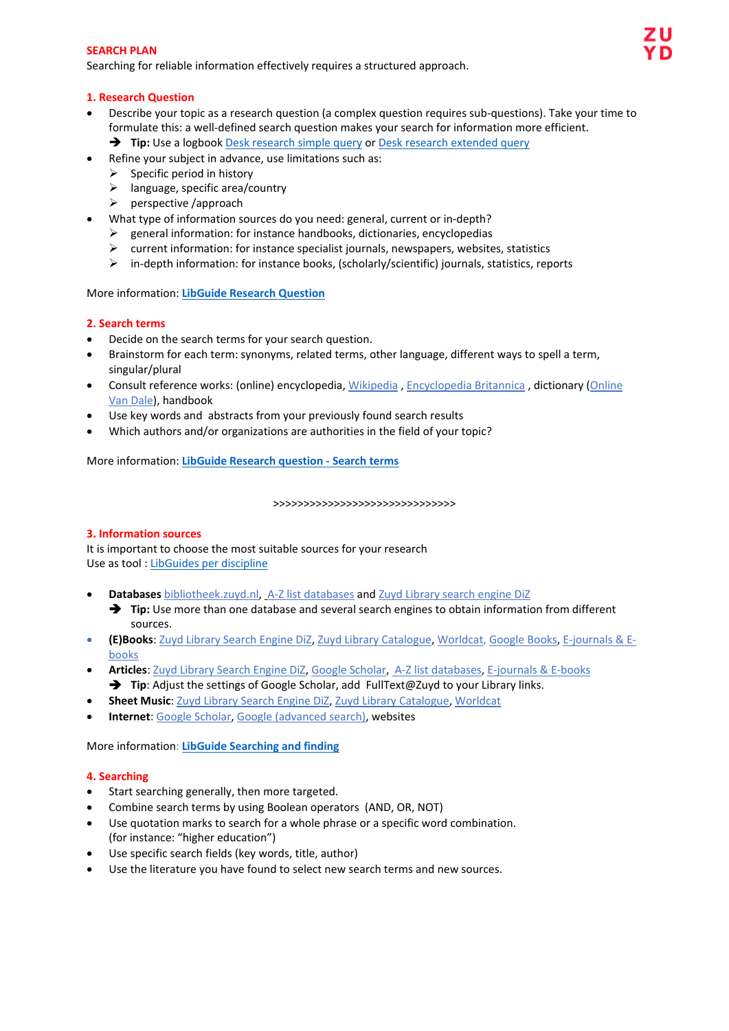## SEARCH PLAN

Searching for reliable information effectively requires a structured approach.

### 1. Research Question

- Describe your topic as a research question (a complex question requires sub-questions). Take your time to formulate this: a well-defined search question makes your search for information more efficient.
  - ➔ **Tip:** Use a logbook Desk research simple query or Desk research extended query
- Refine your subject in advance, use limitations such as:
  - ➢ Specific period in history
  - ➢ language, specific area/country
  - ➢ perspective /approach
- What type of information sources do you need: general, current or in-depth?
  - ➢ general information: for instance handbooks, dictionaries, encyclopedias
  - ➢ current information: for instance specialist journals, newspapers, websites, statistics
  - ➢ in-depth information: for instance books, (scholarly/scientific) journals, statistics, reports

More information: **LibGuide Research Question**

### 2. Search terms

- Decide on the search terms for your search question.
- Brainstorm for each term: synonyms, related terms, other language, different ways to spell a term, singular/plural
- Consult reference works: (online) encyclopedia, Wikipedia , Encyclopedia Britannica , dictionary (Online Van Dale), handbook
- Use key words and abstracts from your previously found search results
- Which authors and/or organizations are authorities in the field of your topic?

More information: **LibGuide Research question - Search terms**

>>>>>>>>>>>>>>>>>>>>>>>>>>>>>>

### 3. Information sources

It is important to choose the most suitable sources for your research
Use as tool : LibGuides per discipline

- **Databases** bibliotheek.zuyd.nl, A-Z list databases and Zuyd Library search engine DiZ
  - ➔ **Tip:** Use more than one database and several search engines to obtain information from different sources.
- **(E)Books**: Zuyd Library Search Engine DiZ, Zuyd Library Catalogue, Worldcat, Google Books, E-journals & E-books
- **Articles**: Zuyd Library Search Engine DiZ, Google Scholar, A-Z list databases, E-journals & E-books
  - ➔ **Tip**: Adjust the settings of Google Scholar, add FullText@Zuyd to your Library links.
- **Sheet Music**: Zuyd Library Search Engine DiZ, Zuyd Library Catalogue, Worldcat
- **Internet**: Google Scholar, Google (advanced search), websites

More information: **LibGuide Searching and finding**

### 4. Searching

- Start searching generally, then more targeted.
- Combine search terms by using Boolean operators (AND, OR, NOT)
- Use quotation marks to search for a whole phrase or a specific word combination. (for instance: "higher education")
- Use specific search fields (key words, title, author)
- Use the literature you have found to select new search terms and new sources.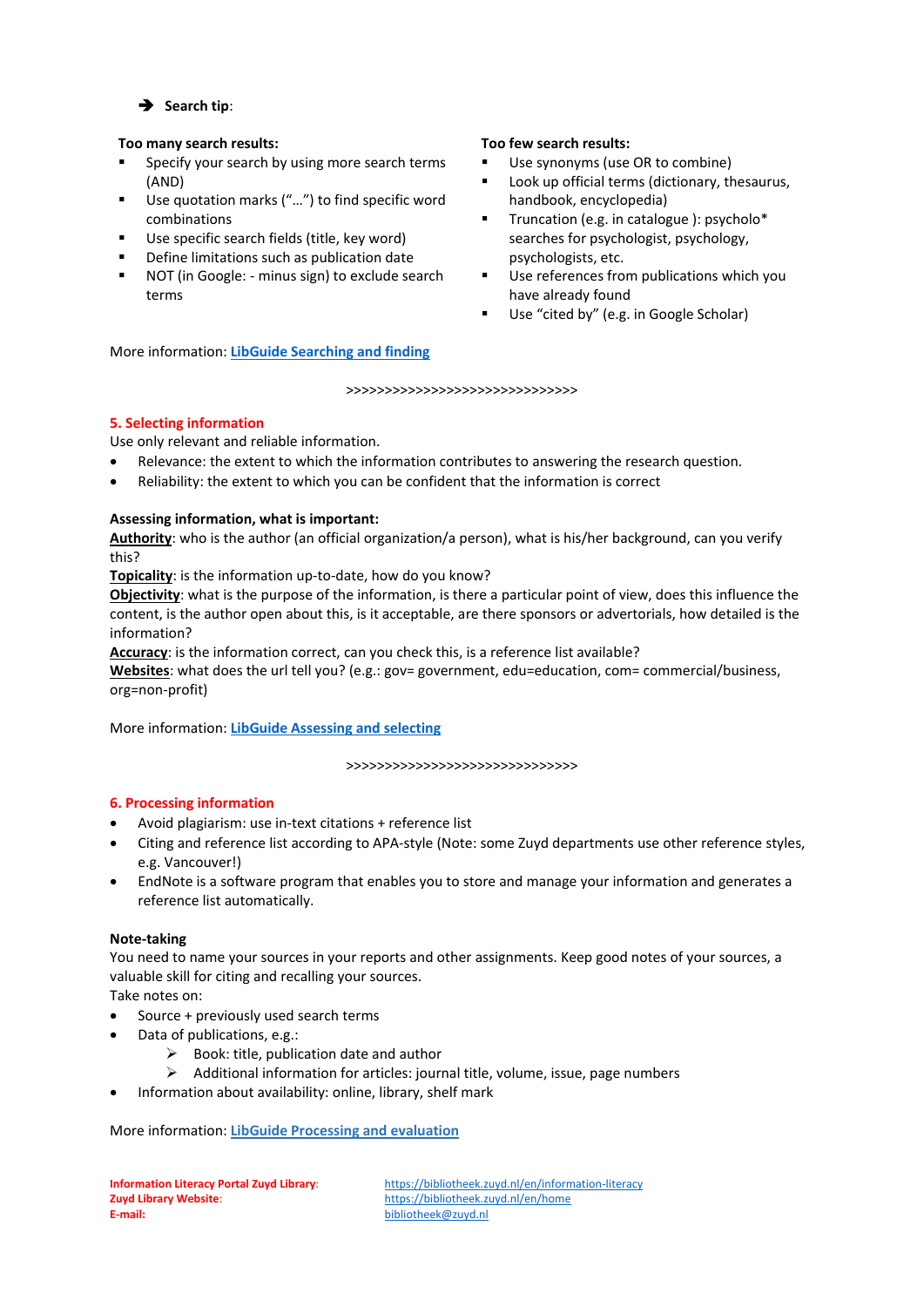➔ **Search tip**:

**Too many search results:**

- Specify your search by using more search terms (AND)
- Use quotation marks ("…") to find specific word combinations
- Use specific search fields (title, key word)
- Define limitations such as publication date
- NOT (in Google: - minus sign) to exclude search terms

**Too few search results:**

- Use synonyms (use OR to combine)
- Look up official terms (dictionary, thesaurus, handbook, encyclopedia)
- Truncation (e.g. in catalogue ): psycholo* searches for psychologist, psychology, psychologists, etc.
- Use references from publications which you have already found
- Use "cited by" (e.g. in Google Scholar)

More information: **[LibGuide Searching and finding]()**

>>>>>>>>>>>>>>>>>>>>>>>>>>>>>>>

## 5. Selecting information

Use only relevant and reliable information.

- Relevance: the extent to which the information contributes to answering the research question.
- Reliability: the extent to which you can be confident that the information is correct

**Assessing information, what is important:**

**Authority**: who is the author (an official organization/a person), what is his/her background, can you verify this?
**Topicality**: is the information up-to-date, how do you know?
**Objectivity**: what is the purpose of the information, is there a particular point of view, does this influence the content, is the author open about this, is it acceptable, are there sponsors or advertorials, how detailed is the information?
**Accuracy**: is the information correct, can you check this, is a reference list available?
**Websites**: what does the url tell you? (e.g.: gov= government, edu=education, com= commercial/business, org=non-profit)

More information: **[LibGuide Assessing and selecting]()**

>>>>>>>>>>>>>>>>>>>>>>>>>>>>>>>

## 6. Processing information

- Avoid plagiarism: use in-text citations + reference list
- Citing and reference list according to APA-style (Note: some Zuyd departments use other reference styles, e.g. Vancouver!)
- EndNote is a software program that enables you to store and manage your information and generates a reference list automatically.

**Note-taking**

You need to name your sources in your reports and other assignments. Keep good notes of your sources, a valuable skill for citing and recalling your sources.
Take notes on:

- Source + previously used search terms
- Data of publications, e.g.:
  - Book: title, publication date and author
  - Additional information for articles: journal title, volume, issue, page numbers
- Information about availability: online, library, shelf mark

More information: **[LibGuide Processing and evaluation]()**

**Information Literacy Portal Zuyd Library**: https://bibliotheek.zuyd.nl/en/information-literacy
**Zuyd Library Website**: https://bibliotheek.zuyd.nl/en/home
**E-mail:** bibliotheek@zuyd.nl